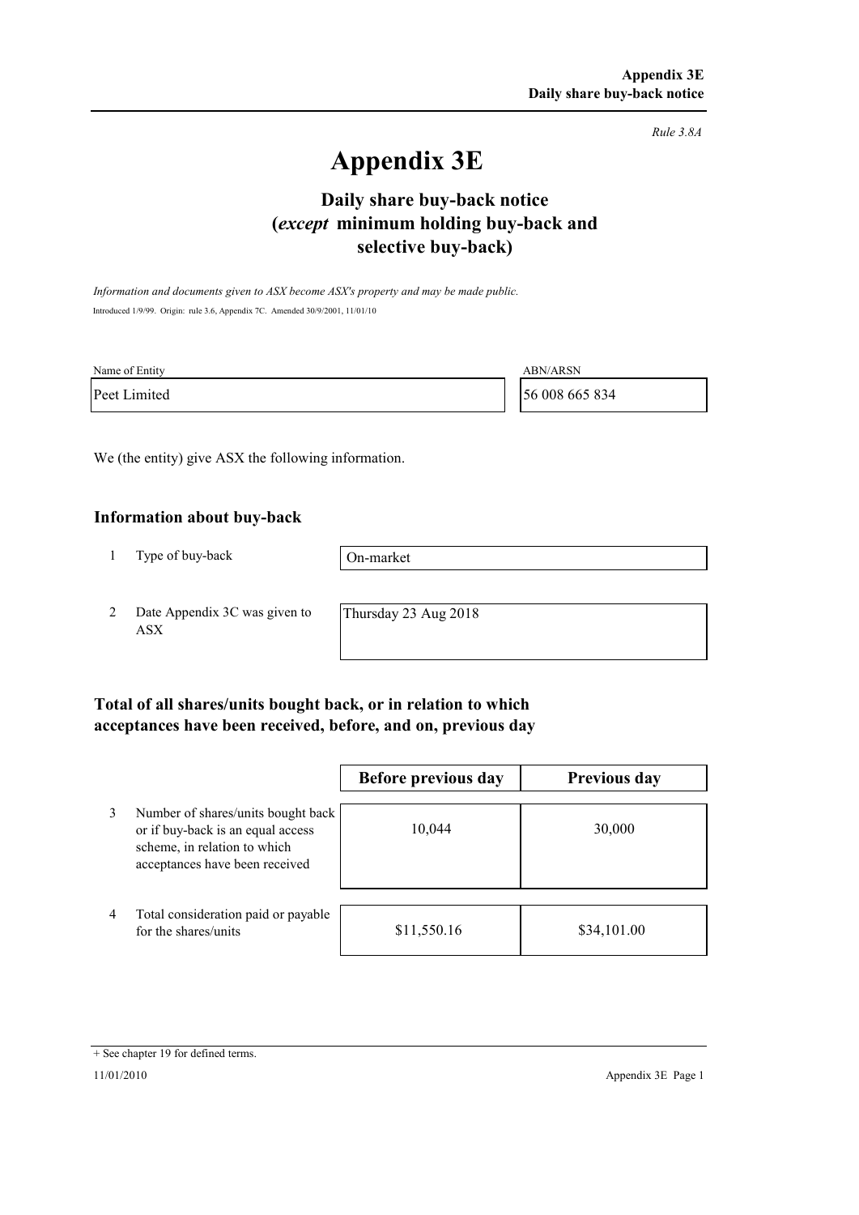*Rule 3.8A*

# Appendix 3E

## Daily share buy-back notice (*except* minimum holding buy-back and selective buy-back)

*Information and documents given to ASX become ASX's property and may be made public.*

Introduced 1/9/99. Origin: rule 3.6, Appendix 7C. Amended 30/9/2001, 11/01/10

| Name of Entity | ABN/ARSN |
|---|---|
| Peet Limited | 56 008 665 834 |

We (the entity) give ASX the following information.

### Information about buy-back

| | | |
|---|---|---|
| 1 | Type of buy-back | On-market |
| 2 | Date Appendix 3C was given to ASX | Thursday 23 Aug 2018 |

### Total of all shares/units bought back, or in relation to which acceptances have been received, before, and on, previous day

| | | Before previous day | Previous day |
|---|---|---|---|
| 3 | Number of shares/units bought back or if buy-back is an equal access scheme, in relation to which acceptances have been received | 10,044 | 30,000 |
| 4 | Total consideration paid or payable for the shares/units | $11,550.16 | $34,101.00 |

+ See chapter 19 for defined terms.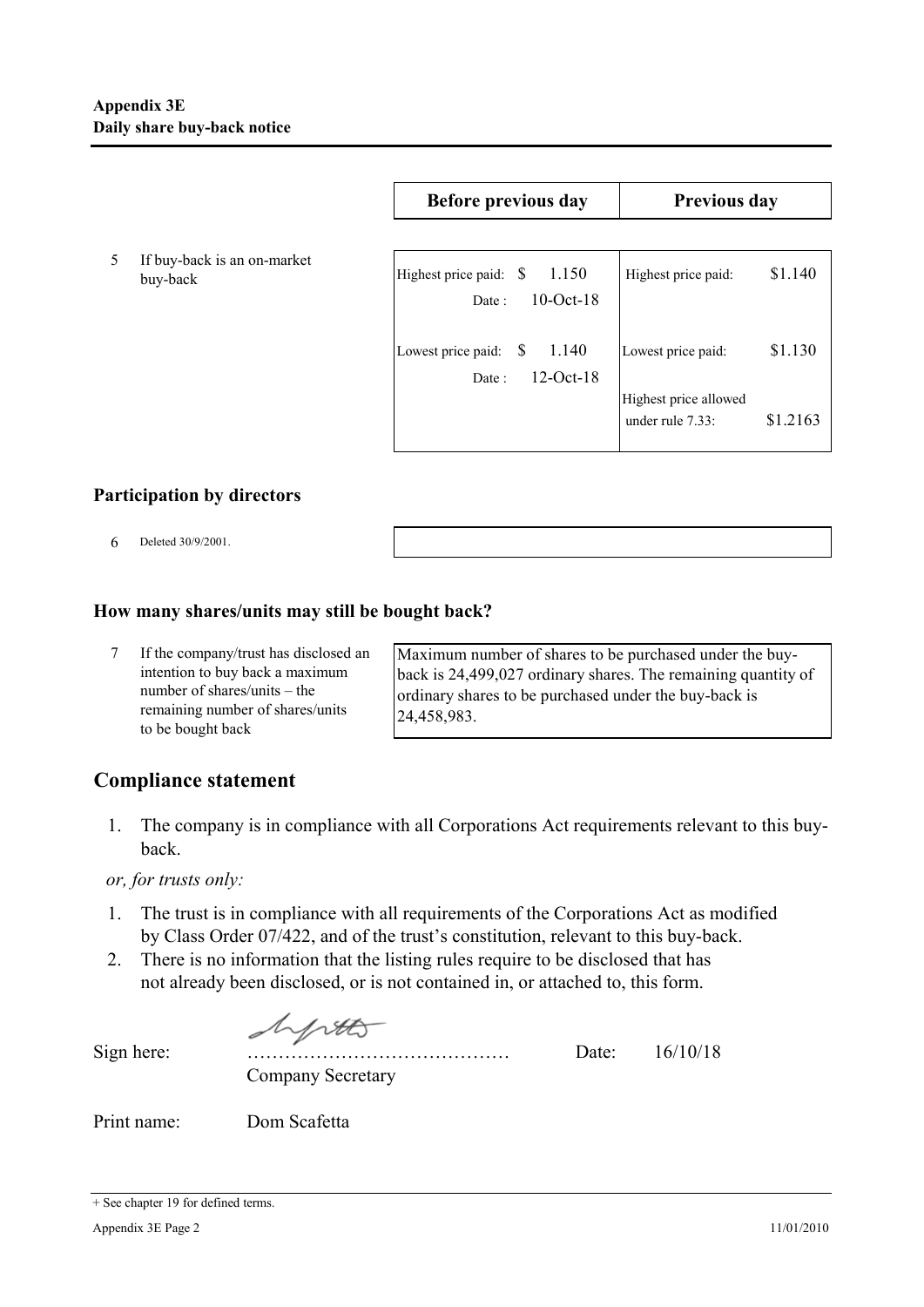**Appendix 3E**
**Daily share buy-back notice**

| | Before previous day | Previous day |
|---|---|---|
| 5 If buy-back is an on-market buy-back | Highest price paid: $ 1.150<br>Date : 10-Oct-18 | Highest price paid: $1.140 |
| | Lowest price paid: $ 1.140<br>Date : 12-Oct-18 | Lowest price paid: $1.130 |
| | | Highest price allowed under rule 7.33: $1.2163 |

## Participation by directors

| | |
|---|---|
| 6 Deleted 30/9/2001. | |

## How many shares/units may still be bought back?

| | |
|---|---|
| 7 If the company/trust has disclosed an intention to buy back a maximum number of shares/units – the remaining number of shares/units to be bought back | Maximum number of shares to be purchased under the buy-back is 24,499,027 ordinary shares. The remaining quantity of ordinary shares to be purchased under the buy-back is 24,458,983. |

## Compliance statement

1. The company is in compliance with all Corporations Act requirements relevant to this buy-back.

*or, for trusts only:*

1. The trust is in compliance with all requirements of the Corporations Act as modified by Class Order 07/422, and of the trust's constitution, relevant to this buy-back.
2. There is no information that the listing rules require to be disclosed that has not already been disclosed, or is not contained in, or attached to, this form.

Sign here: ……………………………………  Date: 16/10/18
Company Secretary

Print name: Dom Scafetta

+ See chapter 19 for defined terms.